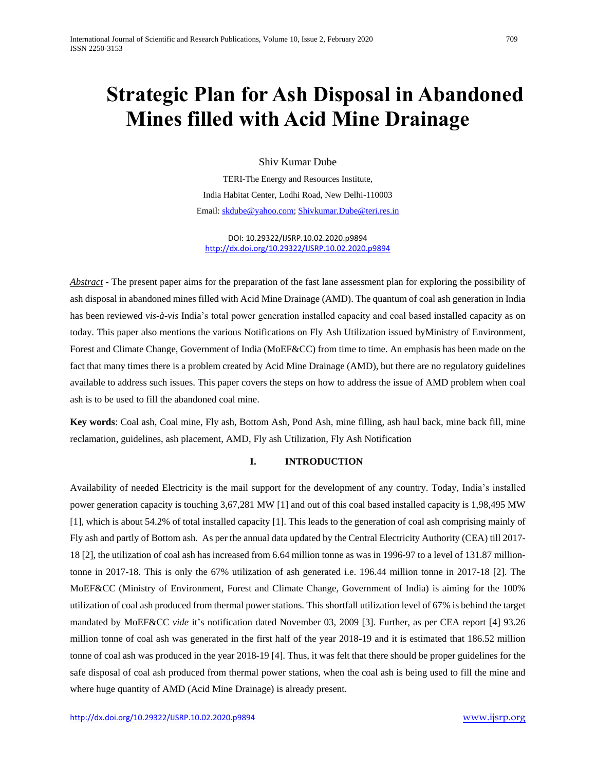# Strategic Plan for Ash Disposal in Abandoned Mines filled with Acid Mine Drainage

Shiv Kumar Dube

TERI-The Energy and Resources Institute,

India Habitat Center, Lodhi Road, New Delhi-110003

Email: skdube@yahoo.com; Shivkumar.Dube@teri.res.in

DOI: 10.29322/IJSRP.10.02.2020.p9894
http://dx.doi.org/10.29322/IJSRP.10.02.2020.p9894

*Abstract* - The present paper aims for the preparation of the fast lane assessment plan for exploring the possibility of ash disposal in abandoned mines filled with Acid Mine Drainage (AMD). The quantum of coal ash generation in India has been reviewed *vis-à-vis* India's total power generation installed capacity and coal based installed capacity as on today. This paper also mentions the various Notifications on Fly Ash Utilization issued byMinistry of Environment, Forest and Climate Change, Government of India (MoEF&CC) from time to time. An emphasis has been made on the fact that many times there is a problem created by Acid Mine Drainage (AMD), but there are no regulatory guidelines available to address such issues. This paper covers the steps on how to address the issue of AMD problem when coal ash is to be used to fill the abandoned coal mine.

**Key words**: Coal ash, Coal mine, Fly ash, Bottom Ash, Pond Ash, mine filling, ash haul back, mine back fill, mine reclamation, guidelines, ash placement, AMD, Fly ash Utilization, Fly Ash Notification

## I. INTRODUCTION

Availability of needed Electricity is the mail support for the development of any country. Today, India's installed power generation capacity is touching 3,67,281 MW [1] and out of this coal based installed capacity is 1,98,495 MW [1], which is about 54.2% of total installed capacity [1]. This leads to the generation of coal ash comprising mainly of Fly ash and partly of Bottom ash. As per the annual data updated by the Central Electricity Authority (CEA) till 2017-18 [2], the utilization of coal ash has increased from 6.64 million tonne as was in 1996-97 to a level of 131.87 million-tonne in 2017-18. This is only the 67% utilization of ash generated i.e. 196.44 million tonne in 2017-18 [2]. The MoEF&CC (Ministry of Environment, Forest and Climate Change, Government of India) is aiming for the 100% utilization of coal ash produced from thermal power stations. This shortfall utilization level of 67% is behind the target mandated by MoEF&CC *vide* it's notification dated November 03, 2009 [3]. Further, as per CEA report [4] 93.26 million tonne of coal ash was generated in the first half of the year 2018-19 and it is estimated that 186.52 million tonne of coal ash was produced in the year 2018-19 [4]. Thus, it was felt that there should be proper guidelines for the safe disposal of coal ash produced from thermal power stations, when the coal ash is being used to fill the mine and where huge quantity of AMD (Acid Mine Drainage) is already present.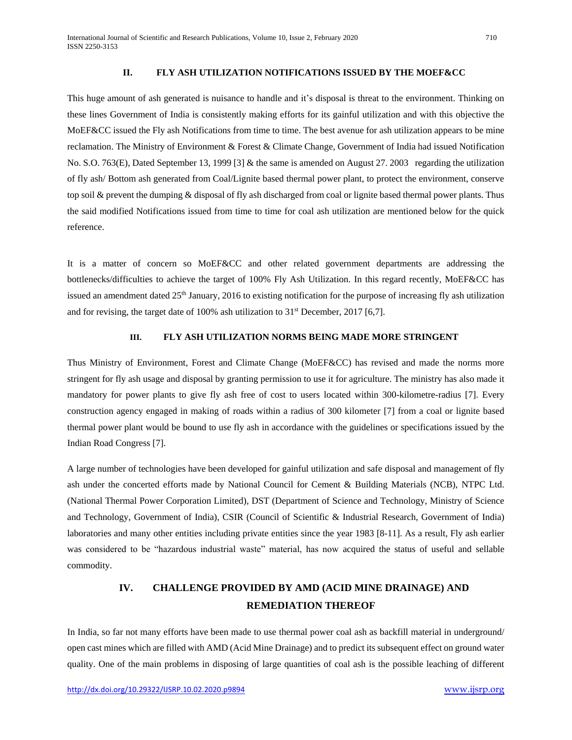## II. FLY ASH UTILIZATION NOTIFICATIONS ISSUED BY THE MOEF&CC

This huge amount of ash generated is nuisance to handle and it's disposal is threat to the environment. Thinking on these lines Government of India is consistently making efforts for its gainful utilization and with this objective the MoEF&CC issued the Fly ash Notifications from time to time. The best avenue for ash utilization appears to be mine reclamation. The Ministry of Environment & Forest & Climate Change, Government of India had issued Notification No. S.O. 763(E), Dated September 13, 1999 [3] & the same is amended on August 27. 2003 regarding the utilization of fly ash/ Bottom ash generated from Coal/Lignite based thermal power plant, to protect the environment, conserve top soil & prevent the dumping & disposal of fly ash discharged from coal or lignite based thermal power plants. Thus the said modified Notifications issued from time to time for coal ash utilization are mentioned below for the quick reference.

It is a matter of concern so MoEF&CC and other related government departments are addressing the bottlenecks/difficulties to achieve the target of 100% Fly Ash Utilization. In this regard recently, MoEF&CC has issued an amendment dated 25th January, 2016 to existing notification for the purpose of increasing fly ash utilization and for revising, the target date of 100% ash utilization to 31st December, 2017 [6,7].

## III. FLY ASH UTILIZATION NORMS BEING MADE MORE STRINGENT

Thus Ministry of Environment, Forest and Climate Change (MoEF&CC) has revised and made the norms more stringent for fly ash usage and disposal by granting permission to use it for agriculture. The ministry has also made it mandatory for power plants to give fly ash free of cost to users located within 300-kilometre-radius [7]. Every construction agency engaged in making of roads within a radius of 300 kilometer [7] from a coal or lignite based thermal power plant would be bound to use fly ash in accordance with the guidelines or specifications issued by the Indian Road Congress [7].

A large number of technologies have been developed for gainful utilization and safe disposal and management of fly ash under the concerted efforts made by National Council for Cement & Building Materials (NCB), NTPC Ltd. (National Thermal Power Corporation Limited), DST (Department of Science and Technology, Ministry of Science and Technology, Government of India), CSIR (Council of Scientific & Industrial Research, Government of India) laboratories and many other entities including private entities since the year 1983 [8-11]. As a result, Fly ash earlier was considered to be "hazardous industrial waste" material, has now acquired the status of useful and sellable commodity.

## IV. CHALLENGE PROVIDED BY AMD (ACID MINE DRAINAGE) AND REMEDIATION THEREOF

In India, so far not many efforts have been made to use thermal power coal ash as backfill material in underground/ open cast mines which are filled with AMD (Acid Mine Drainage) and to predict its subsequent effect on ground water quality. One of the main problems in disposing of large quantities of coal ash is the possible leaching of different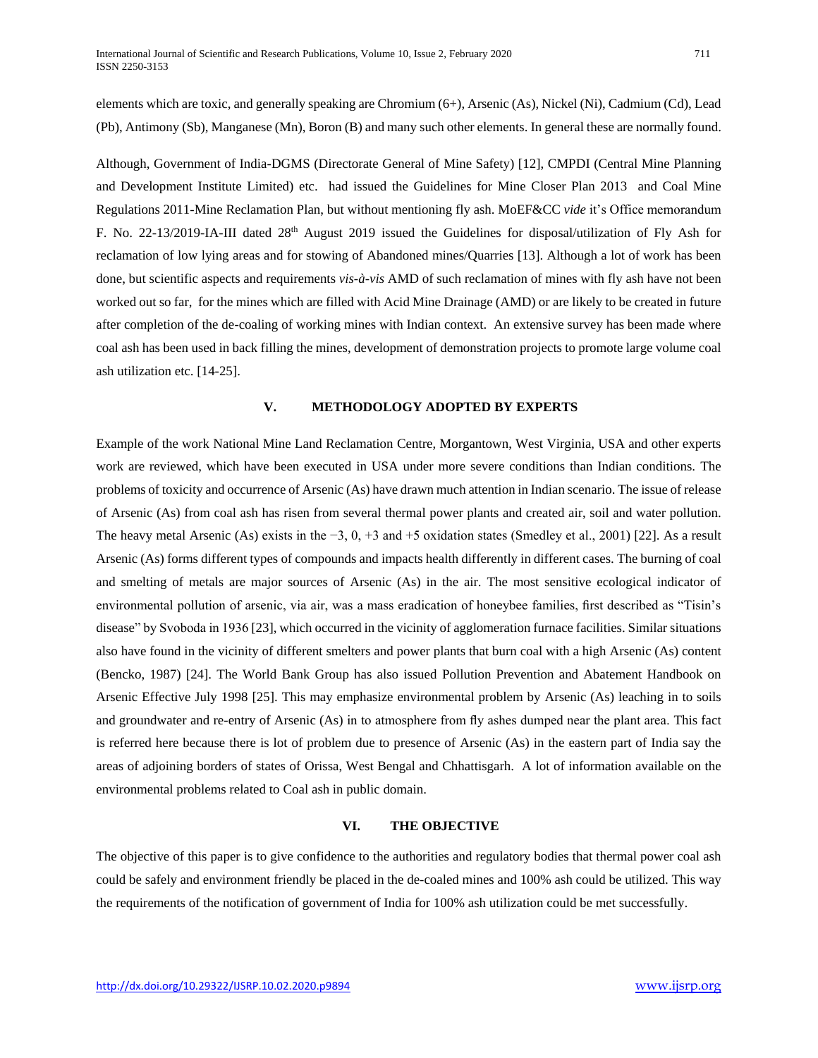elements which are toxic, and generally speaking are Chromium (6+), Arsenic (As), Nickel (Ni), Cadmium (Cd), Lead (Pb), Antimony (Sb), Manganese (Mn), Boron (B) and many such other elements. In general these are normally found.

Although, Government of India-DGMS (Directorate General of Mine Safety) [12], CMPDI (Central Mine Planning and Development Institute Limited) etc. had issued the Guidelines for Mine Closer Plan 2013 and Coal Mine Regulations 2011-Mine Reclamation Plan, but without mentioning fly ash. MoEF&CC *vide* it's Office memorandum F. No. 22-13/2019-IA-III dated 28th August 2019 issued the Guidelines for disposal/utilization of Fly Ash for reclamation of low lying areas and for stowing of Abandoned mines/Quarries [13]. Although a lot of work has been done, but scientific aspects and requirements *vis-à-vis* AMD of such reclamation of mines with fly ash have not been worked out so far, for the mines which are filled with Acid Mine Drainage (AMD) or are likely to be created in future after completion of the de-coaling of working mines with Indian context. An extensive survey has been made where coal ash has been used in back filling the mines, development of demonstration projects to promote large volume coal ash utilization etc. [14-25].

## V. METHODOLOGY ADOPTED BY EXPERTS

Example of the work National Mine Land Reclamation Centre, Morgantown, West Virginia, USA and other experts work are reviewed, which have been executed in USA under more severe conditions than Indian conditions. The problems of toxicity and occurrence of Arsenic (As) have drawn much attention in Indian scenario. The issue of release of Arsenic (As) from coal ash has risen from several thermal power plants and created air, soil and water pollution. The heavy metal Arsenic (As) exists in the −3, 0, +3 and +5 oxidation states (Smedley et al., 2001) [22]. As a result Arsenic (As) forms different types of compounds and impacts health differently in different cases. The burning of coal and smelting of metals are major sources of Arsenic (As) in the air. The most sensitive ecological indicator of environmental pollution of arsenic, via air, was a mass eradication of honeybee families, first described as "Tisin's disease" by Svoboda in 1936 [23], which occurred in the vicinity of agglomeration furnace facilities. Similar situations also have found in the vicinity of different smelters and power plants that burn coal with a high Arsenic (As) content (Bencko, 1987) [24]. The World Bank Group has also issued Pollution Prevention and Abatement Handbook on Arsenic Effective July 1998 [25]. This may emphasize environmental problem by Arsenic (As) leaching in to soils and groundwater and re-entry of Arsenic (As) in to atmosphere from fly ashes dumped near the plant area. This fact is referred here because there is lot of problem due to presence of Arsenic (As) in the eastern part of India say the areas of adjoining borders of states of Orissa, West Bengal and Chhattisgarh. A lot of information available on the environmental problems related to Coal ash in public domain.

## VI. THE OBJECTIVE

The objective of this paper is to give confidence to the authorities and regulatory bodies that thermal power coal ash could be safely and environment friendly be placed in the de-coaled mines and 100% ash could be utilized. This way the requirements of the notification of government of India for 100% ash utilization could be met successfully.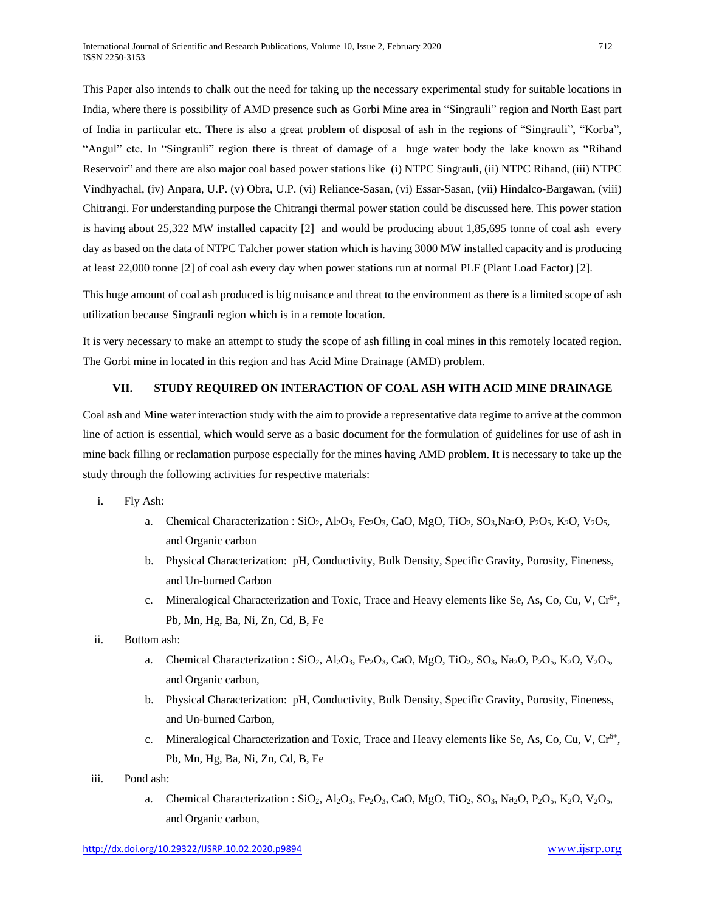This Paper also intends to chalk out the need for taking up the necessary experimental study for suitable locations in India, where there is possibility of AMD presence such as Gorbi Mine area in "Singrauli" region and North East part of India in particular etc. There is also a great problem of disposal of ash in the regions of "Singrauli", "Korba", "Angul" etc. In "Singrauli" region there is threat of damage of a huge water body the lake known as "Rihand Reservoir" and there are also major coal based power stations like (i) NTPC Singrauli, (ii) NTPC Rihand, (iii) NTPC Vindhyachal, (iv) Anpara, U.P. (v) Obra, U.P. (vi) Reliance-Sasan, (vi) Essar-Sasan, (vii) Hindalco-Bargawan, (viii) Chitrangi. For understanding purpose the Chitrangi thermal power station could be discussed here. This power station is having about 25,322 MW installed capacity [2] and would be producing about 1,85,695 tonne of coal ash every day as based on the data of NTPC Talcher power station which is having 3000 MW installed capacity and is producing at least 22,000 tonne [2] of coal ash every day when power stations run at normal PLF (Plant Load Factor) [2].

This huge amount of coal ash produced is big nuisance and threat to the environment as there is a limited scope of ash utilization because Singrauli region which is in a remote location.

It is very necessary to make an attempt to study the scope of ash filling in coal mines in this remotely located region. The Gorbi mine in located in this region and has Acid Mine Drainage (AMD) problem.

## VII. STUDY REQUIRED ON INTERACTION OF COAL ASH WITH ACID MINE DRAINAGE

Coal ash and Mine water interaction study with the aim to provide a representative data regime to arrive at the common line of action is essential, which would serve as a basic document for the formulation of guidelines for use of ash in mine back filling or reclamation purpose especially for the mines having AMD problem. It is necessary to take up the study through the following activities for respective materials:

i. Fly Ash:
   a. Chemical Characterization : $SiO_2$, $Al_2O_3$, $Fe_2O_3$, CaO, MgO, $TiO_2$, $SO_3$,$Na_2O$, $P_2O_5$, $K_2O$, $V_2O_5$, and Organic carbon
   b. Physical Characterization: pH, Conductivity, Bulk Density, Specific Gravity, Porosity, Fineness, and Un-burned Carbon
   c. Mineralogical Characterization and Toxic, Trace and Heavy elements like Se, As, Co, Cu, V, $Cr^{6+}$, Pb, Mn, Hg, Ba, Ni, Zn, Cd, B, Fe

ii. Bottom ash:
   a. Chemical Characterization : $SiO_2$, $Al_2O_3$, $Fe_2O_3$, CaO, MgO, $TiO_2$, $SO_3$, $Na_2O$, $P_2O_5$, $K_2O$, $V_2O_5$, and Organic carbon,
   b. Physical Characterization: pH, Conductivity, Bulk Density, Specific Gravity, Porosity, Fineness, and Un-burned Carbon,
   c. Mineralogical Characterization and Toxic, Trace and Heavy elements like Se, As, Co, Cu, V, $Cr^{6+}$, Pb, Mn, Hg, Ba, Ni, Zn, Cd, B, Fe

iii. Pond ash:
   a. Chemical Characterization : $SiO_2$, $Al_2O_3$, $Fe_2O_3$, CaO, MgO, $TiO_2$, $SO_3$, $Na_2O$, $P_2O_5$, $K_2O$, $V_2O_5$, and Organic carbon,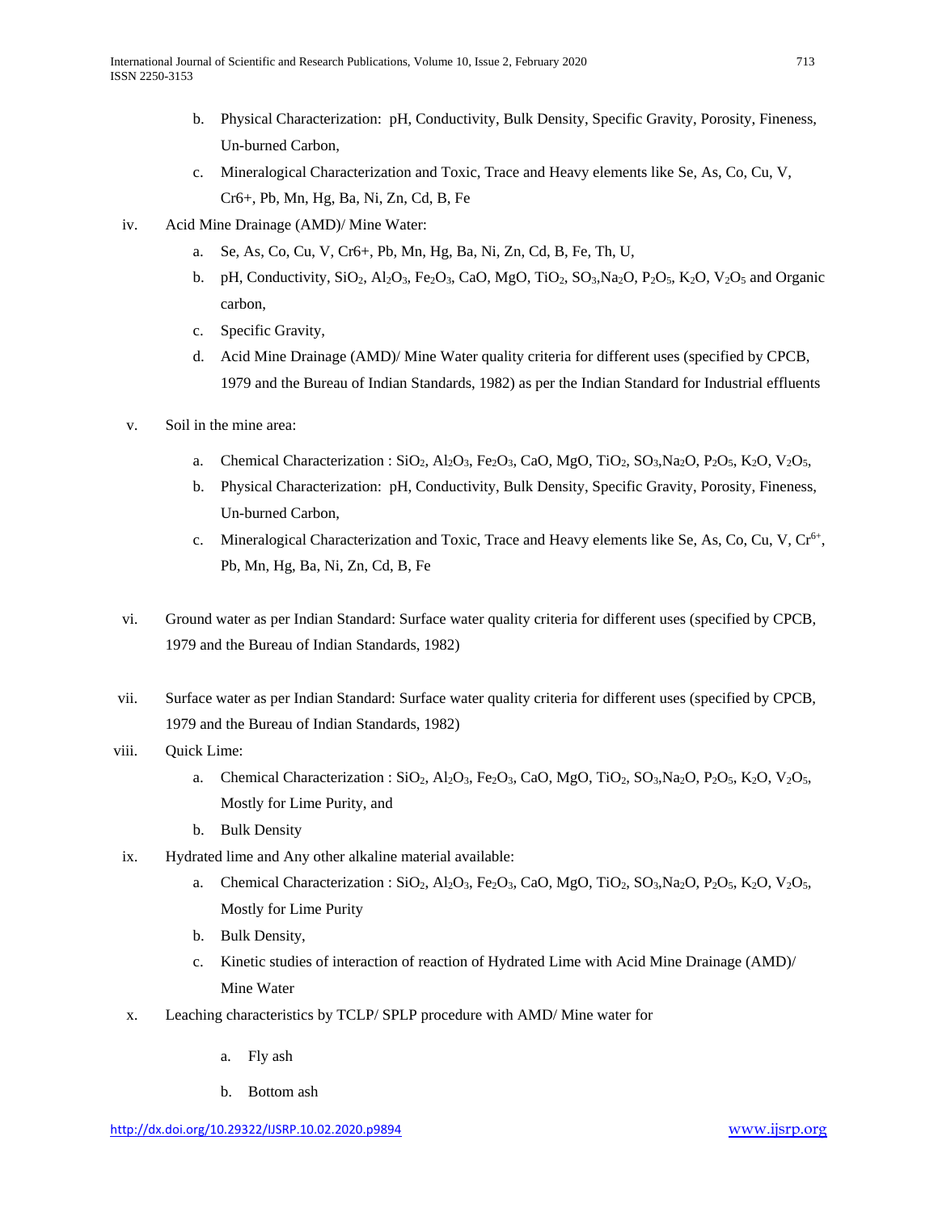b. Physical Characterization: pH, Conductivity, Bulk Density, Specific Gravity, Porosity, Fineness, Un-burned Carbon,
   c. Mineralogical Characterization and Toxic, Trace and Heavy elements like Se, As, Co, Cu, V, Cr6+, Pb, Mn, Hg, Ba, Ni, Zn, Cd, B, Fe

iv. Acid Mine Drainage (AMD)/ Mine Water:
   a. Se, As, Co, Cu, V, Cr6+, Pb, Mn, Hg, Ba, Ni, Zn, Cd, B, Fe, Th, U,
   b. pH, Conductivity, $SiO_2$, $Al_2O_3$, $Fe_2O_3$, CaO, MgO, $TiO_2$, $SO_3$,$Na_2O$, $P_2O_5$, $K_2O$, $V_2O_5$ and Organic carbon,
   c. Specific Gravity,
   d. Acid Mine Drainage (AMD)/ Mine Water quality criteria for different uses (specified by CPCB, 1979 and the Bureau of Indian Standards, 1982) as per the Indian Standard for Industrial effluents

v. Soil in the mine area:
   a. Chemical Characterization : $SiO_2$, $Al_2O_3$, $Fe_2O_3$, CaO, MgO, $TiO_2$, $SO_3$,$Na_2O$, $P_2O_5$, $K_2O$, $V_2O_5$,
   b. Physical Characterization: pH, Conductivity, Bulk Density, Specific Gravity, Porosity, Fineness, Un-burned Carbon,
   c. Mineralogical Characterization and Toxic, Trace and Heavy elements like Se, As, Co, Cu, V, $Cr^{6+}$, Pb, Mn, Hg, Ba, Ni, Zn, Cd, B, Fe

vi. Ground water as per Indian Standard: Surface water quality criteria for different uses (specified by CPCB, 1979 and the Bureau of Indian Standards, 1982)

vii. Surface water as per Indian Standard: Surface water quality criteria for different uses (specified by CPCB, 1979 and the Bureau of Indian Standards, 1982)

viii. Quick Lime:
   a. Chemical Characterization : $SiO_2$, $Al_2O_3$, $Fe_2O_3$, CaO, MgO, $TiO_2$, $SO_3$,$Na_2O$, $P_2O_5$, $K_2O$, $V_2O_5$, Mostly for Lime Purity, and
   b. Bulk Density

ix. Hydrated lime and Any other alkaline material available:
   a. Chemical Characterization : $SiO_2$, $Al_2O_3$, $Fe_2O_3$, CaO, MgO, $TiO_2$, $SO_3$,$Na_2O$, $P_2O_5$, $K_2O$, $V_2O_5$, Mostly for Lime Purity
   b. Bulk Density,
   c. Kinetic studies of interaction of reaction of Hydrated Lime with Acid Mine Drainage (AMD)/ Mine Water

x. Leaching characteristics by TCLP/ SPLP procedure with AMD/ Mine water for
   a. Fly ash
   b. Bottom ash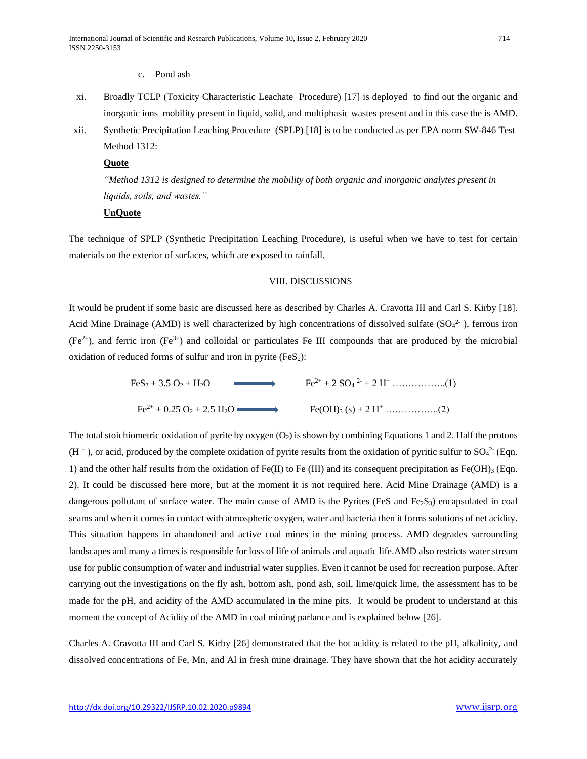c. Pond ash

xi. Broadly TCLP (Toxicity Characteristic Leachate Procedure) [17] is deployed to find out the organic and inorganic ions mobility present in liquid, solid, and multiphasic wastes present and in this case the is AMD.

xii. Synthetic Precipitation Leaching Procedure (SPLP) [18] is to be conducted as per EPA norm SW-846 Test Method 1312:

**<u>Quote</u>**

*"Method 1312 is designed to determine the mobility of both organic and inorganic analytes present in liquids, soils, and wastes."*

**<u>UnQuote</u>**

The technique of SPLP (Synthetic Precipitation Leaching Procedure), is useful when we have to test for certain materials on the exterior of surfaces, which are exposed to rainfall.

## VIII. DISCUSSIONS

It would be prudent if some basic are discussed here as described by Charles A. Cravotta III and Carl S. Kirby [18]. Acid Mine Drainage (AMD) is well characterized by high concentrations of dissolved sulfate ($SO_4^{2-}$), ferrous iron ($Fe^{2+}$), and ferric iron ($Fe^{3+}$) and colloidal or particulates Fe III compounds that are produced by the microbial oxidation of reduced forms of sulfur and iron in pyrite ($FeS_2$):

$$FeS_2 + 3.5\ O_2 + H_2O \longrightarrow Fe^{2+} + 2\ SO_4^{2-} + 2\ H^+ \quad \ldots\ldots\ldots\ldots\ldots..(1)$$

$$Fe^{2+} + 0.25\ O_2 + 2.5\ H_2O \longrightarrow Fe(OH)_3\ (s) + 2\ H^+ \quad \ldots\ldots\ldots\ldots\ldots..(2)$$

The total stoichiometric oxidation of pyrite by oxygen ($O_2$) is shown by combining Equations 1 and 2. Half the protons ($H^+$), or acid, produced by the complete oxidation of pyrite results from the oxidation of pyritic sulfur to $SO_4^{2-}$ (Eqn. 1) and the other half results from the oxidation of Fe(II) to Fe (III) and its consequent precipitation as $Fe(OH)_3$ (Eqn. 2). It could be discussed here more, but at the moment it is not required here. Acid Mine Drainage (AMD) is a dangerous pollutant of surface water. The main cause of AMD is the Pyrites (FeS and $Fe_2S_3$) encapsulated in coal seams and when it comes in contact with atmospheric oxygen, water and bacteria then it forms solutions of net acidity. This situation happens in abandoned and active coal mines in the mining process. AMD degrades surrounding landscapes and many a times is responsible for loss of life of animals and aquatic life.AMD also restricts water stream use for public consumption of water and industrial water supplies. Even it cannot be used for recreation purpose. After carrying out the investigations on the fly ash, bottom ash, pond ash, soil, lime/quick lime, the assessment has to be made for the pH, and acidity of the AMD accumulated in the mine pits. It would be prudent to understand at this moment the concept of Acidity of the AMD in coal mining parlance and is explained below [26].

Charles A. Cravotta III and Carl S. Kirby [26] demonstrated that the hot acidity is related to the pH, alkalinity, and dissolved concentrations of Fe, Mn, and Al in fresh mine drainage. They have shown that the hot acidity accurately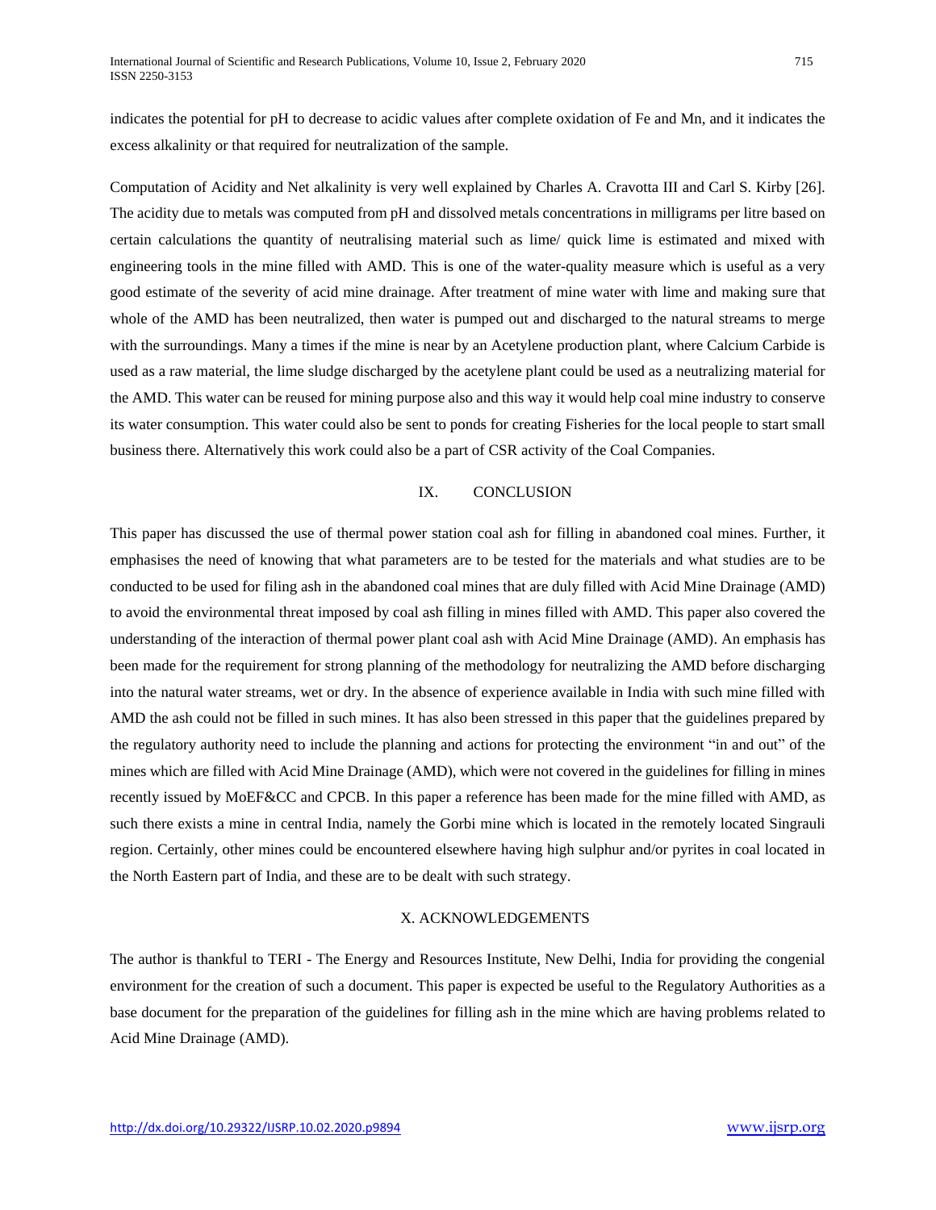indicates the potential for pH to decrease to acidic values after complete oxidation of Fe and Mn, and it indicates the excess alkalinity or that required for neutralization of the sample.

Computation of Acidity and Net alkalinity is very well explained by Charles A. Cravotta III and Carl S. Kirby [26]. The acidity due to metals was computed from pH and dissolved metals concentrations in milligrams per litre based on certain calculations the quantity of neutralising material such as lime/ quick lime is estimated and mixed with engineering tools in the mine filled with AMD. This is one of the water-quality measure which is useful as a very good estimate of the severity of acid mine drainage. After treatment of mine water with lime and making sure that whole of the AMD has been neutralized, then water is pumped out and discharged to the natural streams to merge with the surroundings. Many a times if the mine is near by an Acetylene production plant, where Calcium Carbide is used as a raw material, the lime sludge discharged by the acetylene plant could be used as a neutralizing material for the AMD. This water can be reused for mining purpose also and this way it would help coal mine industry to conserve its water consumption. This water could also be sent to ponds for creating Fisheries for the local people to start small business there. Alternatively this work could also be a part of CSR activity of the Coal Companies.

## IX. CONCLUSION

This paper has discussed the use of thermal power station coal ash for filling in abandoned coal mines. Further, it emphasises the need of knowing that what parameters are to be tested for the materials and what studies are to be conducted to be used for filing ash in the abandoned coal mines that are duly filled with Acid Mine Drainage (AMD) to avoid the environmental threat imposed by coal ash filling in mines filled with AMD. This paper also covered the understanding of the interaction of thermal power plant coal ash with Acid Mine Drainage (AMD). An emphasis has been made for the requirement for strong planning of the methodology for neutralizing the AMD before discharging into the natural water streams, wet or dry. In the absence of experience available in India with such mine filled with AMD the ash could not be filled in such mines. It has also been stressed in this paper that the guidelines prepared by the regulatory authority need to include the planning and actions for protecting the environment "in and out" of the mines which are filled with Acid Mine Drainage (AMD), which were not covered in the guidelines for filling in mines recently issued by MoEF&CC and CPCB. In this paper a reference has been made for the mine filled with AMD, as such there exists a mine in central India, namely the Gorbi mine which is located in the remotely located Singrauli region. Certainly, other mines could be encountered elsewhere having high sulphur and/or pyrites in coal located in the North Eastern part of India, and these are to be dealt with such strategy.

## X. ACKNOWLEDGEMENTS

The author is thankful to TERI - The Energy and Resources Institute, New Delhi, India for providing the congenial environment for the creation of such a document. This paper is expected be useful to the Regulatory Authorities as a base document for the preparation of the guidelines for filling ash in the mine which are having problems related to Acid Mine Drainage (AMD).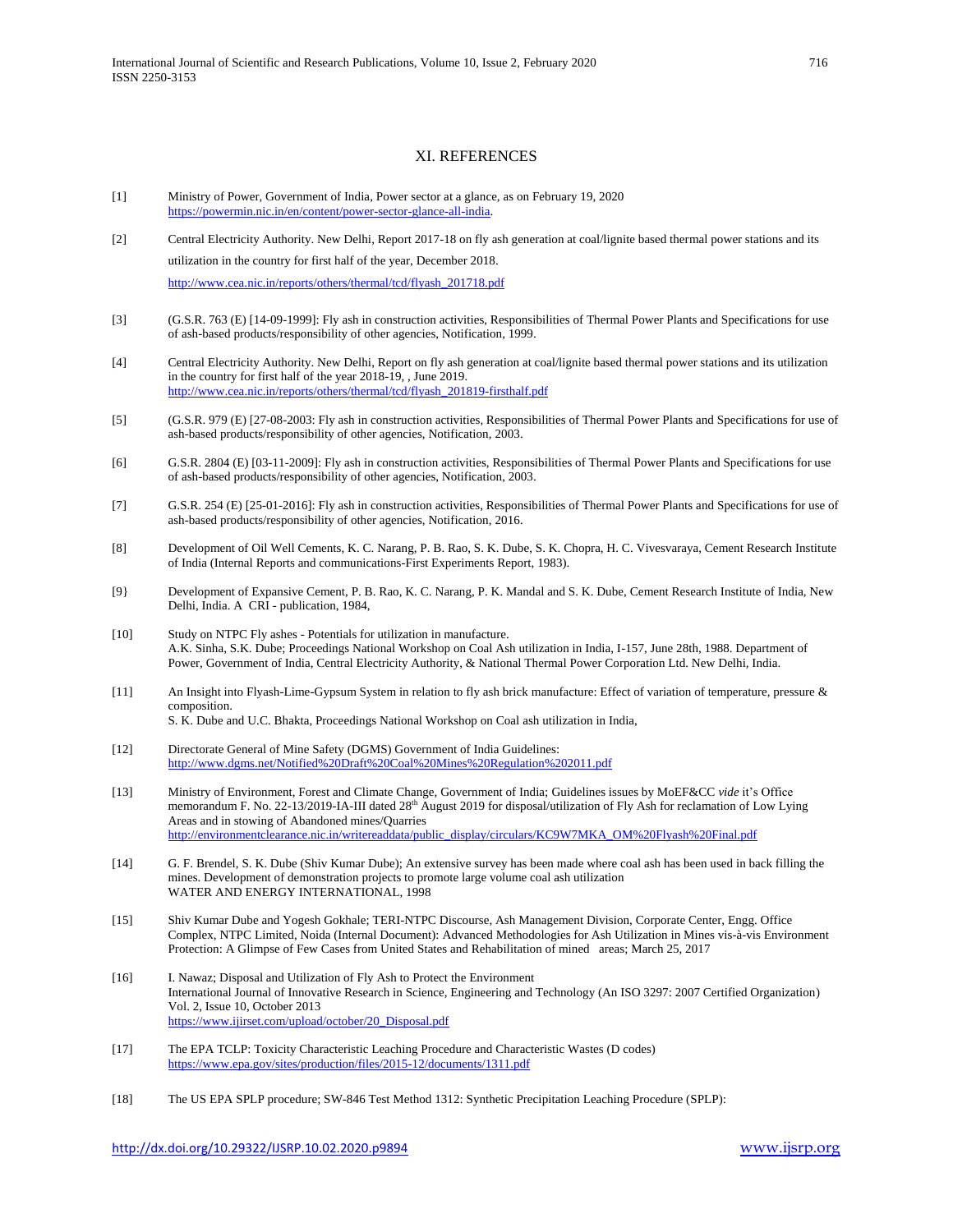# XI. REFERENCES

[1] Ministry of Power, Government of India, Power sector at a glance, as on February 19, 2020 https://powermin.nic.in/en/content/power-sector-glance-all-india.

[2] Central Electricity Authority. New Delhi, Report 2017-18 on fly ash generation at coal/lignite based thermal power stations and its utilization in the country for first half of the year, December 2018. http://www.cea.nic.in/reports/others/thermal/tcd/flyash_201718.pdf

[3] (G.S.R. 763 (E) [14-09-1999]: Fly ash in construction activities, Responsibilities of Thermal Power Plants and Specifications for use of ash-based products/responsibility of other agencies, Notification, 1999.

[4] Central Electricity Authority. New Delhi, Report on fly ash generation at coal/lignite based thermal power stations and its utilization in the country for first half of the year 2018-19, , June 2019. http://www.cea.nic.in/reports/others/thermal/tcd/flyash_201819-firsthalf.pdf

[5] (G.S.R. 979 (E) [27-08-2003: Fly ash in construction activities, Responsibilities of Thermal Power Plants and Specifications for use of ash-based products/responsibility of other agencies, Notification, 2003.

[6] G.S.R. 2804 (E) [03-11-2009]: Fly ash in construction activities, Responsibilities of Thermal Power Plants and Specifications for use of ash-based products/responsibility of other agencies, Notification, 2003.

[7] G.S.R. 254 (E) [25-01-2016]: Fly ash in construction activities, Responsibilities of Thermal Power Plants and Specifications for use of ash-based products/responsibility of other agencies, Notification, 2016.

[8] Development of Oil Well Cements, K. C. Narang, P. B. Rao, S. K. Dube, S. K. Chopra, H. C. Vivesvaraya, Cement Research Institute of India (Internal Reports and communications-First Experiments Report, 1983).

[9} Development of Expansive Cement, P. B. Rao, K. C. Narang, P. K. Mandal and S. K. Dube, Cement Research Institute of India, New Delhi, India. A CRI - publication, 1984,

[10] Study on NTPC Fly ashes - Potentials for utilization in manufacture. A.K. Sinha, S.K. Dube; Proceedings National Workshop on Coal Ash utilization in India, I-157, June 28th, 1988. Department of Power, Government of India, Central Electricity Authority, & National Thermal Power Corporation Ltd. New Delhi, India.

[11] An Insight into Flyash-Lime-Gypsum System in relation to fly ash brick manufacture: Effect of variation of temperature, pressure & composition. S. K. Dube and U.C. Bhakta, Proceedings National Workshop on Coal ash utilization in India,

[12] Directorate General of Mine Safety (DGMS) Government of India Guidelines: http://www.dgms.net/Notified%20Draft%20Coal%20Mines%20Regulation%202011.pdf

[13] Ministry of Environment, Forest and Climate Change, Government of India; Guidelines issues by MoEF&CC *vide* it's Office memorandum F. No. 22-13/2019-IA-III dated 28th August 2019 for disposal/utilization of Fly Ash for reclamation of Low Lying Areas and in stowing of Abandoned mines/Quarries http://environmentclearance.nic.in/writereaddata/public_display/circulars/KC9W7MKA_OM%20Flyash%20Final.pdf

[14] G. F. Brendel, S. K. Dube (Shiv Kumar Dube); An extensive survey has been made where coal ash has been used in back filling the mines. Development of demonstration projects to promote large volume coal ash utilization WATER AND ENERGY INTERNATIONAL, 1998

[15] Shiv Kumar Dube and Yogesh Gokhale; TERI-NTPC Discourse, Ash Management Division, Corporate Center, Engg. Office Complex, NTPC Limited, Noida (Internal Document): Advanced Methodologies for Ash Utilization in Mines vis-à-vis Environment Protection: A Glimpse of Few Cases from United States and Rehabilitation of mined areas; March 25, 2017

[16] I. Nawaz; Disposal and Utilization of Fly Ash to Protect the Environment International Journal of Innovative Research in Science, Engineering and Technology (An ISO 3297: 2007 Certified Organization) Vol. 2, Issue 10, October 2013 https://www.ijirset.com/upload/october/20_Disposal.pdf

[17] The EPA TCLP: Toxicity Characteristic Leaching Procedure and Characteristic Wastes (D codes) https://www.epa.gov/sites/production/files/2015-12/documents/1311.pdf

[18] The US EPA SPLP procedure; SW-846 Test Method 1312: Synthetic Precipitation Leaching Procedure (SPLP):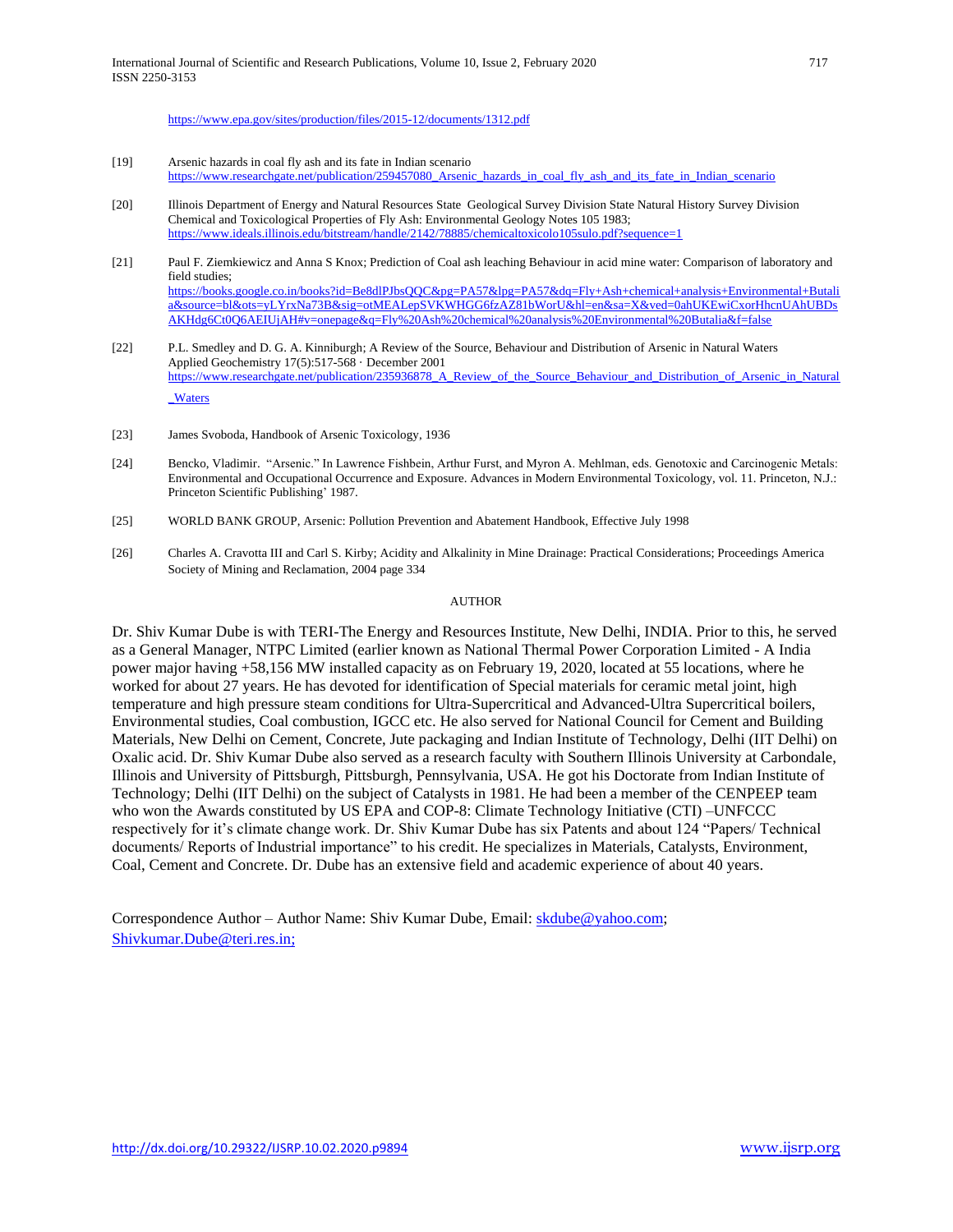https://www.epa.gov/sites/production/files/2015-12/documents/1312.pdf

[19] Arsenic hazards in coal fly ash and its fate in Indian scenario https://www.researchgate.net/publication/259457080_Arsenic_hazards_in_coal_fly_ash_and_its_fate_in_Indian_scenario

[20] Illinois Department of Energy and Natural Resources State Geological Survey Division State Natural History Survey Division Chemical and Toxicological Properties of Fly Ash: Environmental Geology Notes 105 1983; https://www.ideals.illinois.edu/bitstream/handle/2142/78885/chemicaltoxicolo105sulo.pdf?sequence=1

[21] Paul F. Ziemkiewicz and Anna S Knox; Prediction of Coal ash leaching Behaviour in acid mine water: Comparison of laboratory and field studies; https://books.google.co.in/books?id=Be8dlPJbsQQC&pg=PA57&lpg=PA57&dq=Fly+Ash+chemical+analysis+Environmental+Butalia&source=bl&ots=yLYrxNa73B&sig=otMEALepSVKWHGG6fzAZ81bWorU&hl=en&sa=X&ved=0ahUKEwiCxorHhcnUAhUBDsAKHdg6Ct0Q6AEIUjAH#v=onepage&q=Fly%20Ash%20chemical%20analysis%20Environmental%20Butalia&f=false

[22] P.L. Smedley and D. G. A. Kinniburgh; A Review of the Source, Behaviour and Distribution of Arsenic in Natural Waters Applied Geochemistry 17(5):517-568 · December 2001 https://www.researchgate.net/publication/235936878_A_Review_of_the_Source_Behaviour_and_Distribution_of_Arsenic_in_Natural_Waters

[23] James Svoboda, Handbook of Arsenic Toxicology, 1936

[24] Bencko, Vladimir. "Arsenic." In Lawrence Fishbein, Arthur Furst, and Myron A. Mehlman, eds. Genotoxic and Carcinogenic Metals: Environmental and Occupational Occurrence and Exposure. Advances in Modern Environmental Toxicology, vol. 11. Princeton, N.J.: Princeton Scientific Publishing' 1987.

[25] WORLD BANK GROUP, Arsenic: Pollution Prevention and Abatement Handbook, Effective July 1998

[26] Charles A. Cravotta III and Carl S. Kirby; Acidity and Alkalinity in Mine Drainage: Practical Considerations; Proceedings America Society of Mining and Reclamation, 2004 page 334

## AUTHOR

Dr. Shiv Kumar Dube is with TERI-The Energy and Resources Institute, New Delhi, INDIA. Prior to this, he served as a General Manager, NTPC Limited (earlier known as National Thermal Power Corporation Limited - A India power major having +58,156 MW installed capacity as on February 19, 2020, located at 55 locations, where he worked for about 27 years. He has devoted for identification of Special materials for ceramic metal joint, high temperature and high pressure steam conditions for Ultra-Supercritical and Advanced-Ultra Supercritical boilers, Environmental studies, Coal combustion, IGCC etc. He also served for National Council for Cement and Building Materials, New Delhi on Cement, Concrete, Jute packaging and Indian Institute of Technology, Delhi (IIT Delhi) on Oxalic acid. Dr. Shiv Kumar Dube also served as a research faculty with Southern Illinois University at Carbondale, Illinois and University of Pittsburgh, Pittsburgh, Pennsylvania, USA. He got his Doctorate from Indian Institute of Technology; Delhi (IIT Delhi) on the subject of Catalysts in 1981. He had been a member of the CENPEEP team who won the Awards constituted by US EPA and COP-8: Climate Technology Initiative (CTI) –UNFCCC respectively for it's climate change work. Dr. Shiv Kumar Dube has six Patents and about 124 "Papers/ Technical documents/ Reports of Industrial importance" to his credit. He specializes in Materials, Catalysts, Environment, Coal, Cement and Concrete. Dr. Dube has an extensive field and academic experience of about 40 years.

Correspondence Author – Author Name: Shiv Kumar Dube, Email: skdube@yahoo.com; Shivkumar.Dube@teri.res.in;